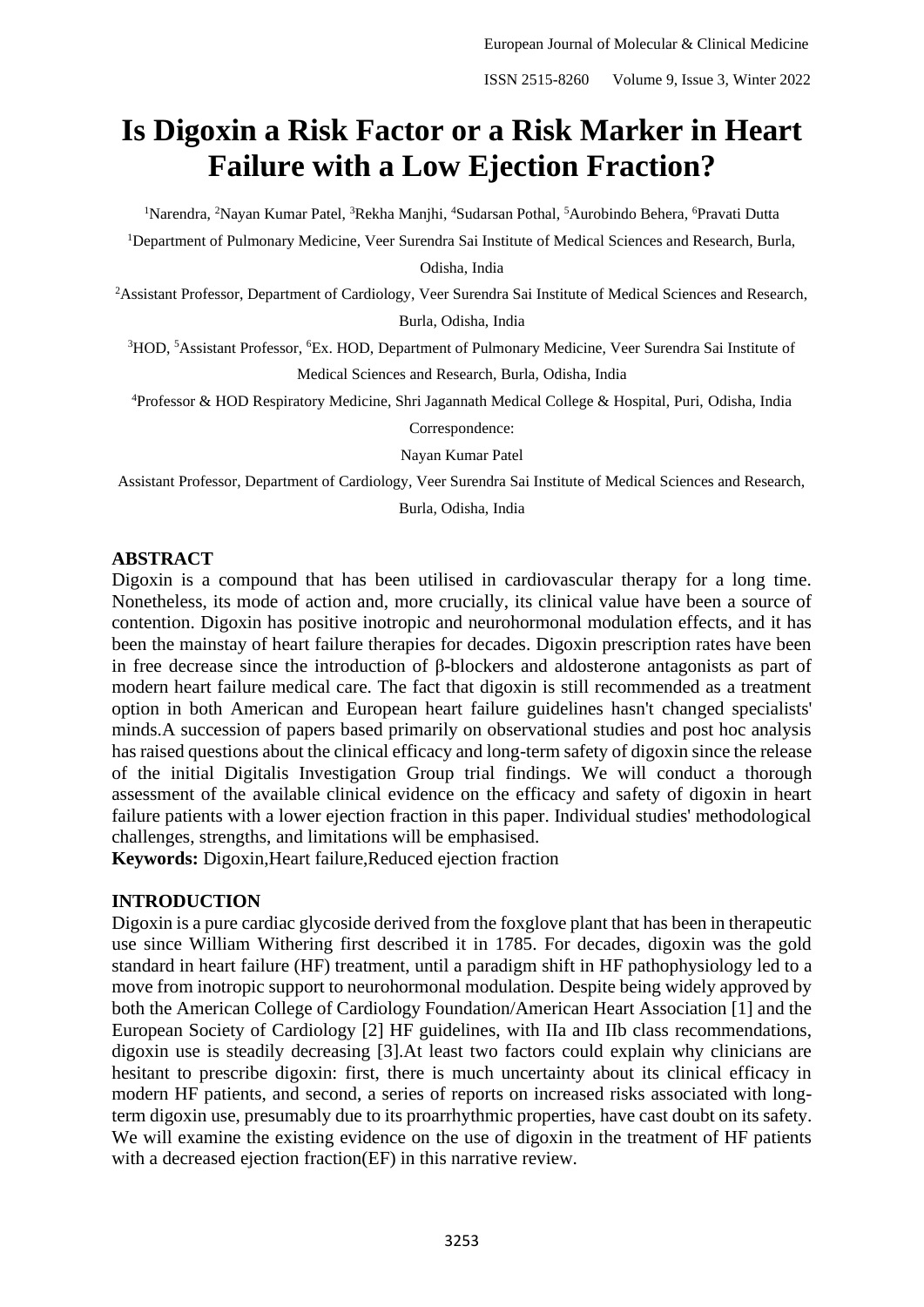# Is Digoxin a Risk Factor or a Risk Marker in Heart Failure with a Low Ejection Fraction?

[1]Narendra, [2]Nayan Kumar Patel, [3]Rekha Manjhi, [4]Sudarsan Pothal, [5]Aurobindo Behera, [6]Pravati Dutta

[1]Department of Pulmonary Medicine, Veer Surendra Sai Institute of Medical Sciences and Research, Burla, Odisha, India

[2]Assistant Professor, Department of Cardiology, Veer Surendra Sai Institute of Medical Sciences and Research, Burla, Odisha, India

[3]HOD, [5]Assistant Professor, [6]Ex. HOD, Department of Pulmonary Medicine, Veer Surendra Sai Institute of Medical Sciences and Research, Burla, Odisha, India

[4]Professor & HOD Respiratory Medicine, Shri Jagannath Medical College & Hospital, Puri, Odisha, India

Correspondence:

Nayan Kumar Patel

Assistant Professor, Department of Cardiology, Veer Surendra Sai Institute of Medical Sciences and Research, Burla, Odisha, India

## ABSTRACT

Digoxin is a compound that has been utilised in cardiovascular therapy for a long time. Nonetheless, its mode of action and, more crucially, its clinical value have been a source of contention. Digoxin has positive inotropic and neurohormonal modulation effects, and it has been the mainstay of heart failure therapies for decades. Digoxin prescription rates have been in free decrease since the introduction of β-blockers and aldosterone antagonists as part of modern heart failure medical care. The fact that digoxin is still recommended as a treatment option in both American and European heart failure guidelines hasn't changed specialists' minds.A succession of papers based primarily on observational studies and post hoc analysis has raised questions about the clinical efficacy and long-term safety of digoxin since the release of the initial Digitalis Investigation Group trial findings. We will conduct a thorough assessment of the available clinical evidence on the efficacy and safety of digoxin in heart failure patients with a lower ejection fraction in this paper. Individual studies' methodological challenges, strengths, and limitations will be emphasised.

**Keywords:** Digoxin,Heart failure,Reduced ejection fraction

## INTRODUCTION

Digoxin is a pure cardiac glycoside derived from the foxglove plant that has been in therapeutic use since William Withering first described it in 1785. For decades, digoxin was the gold standard in heart failure (HF) treatment, until a paradigm shift in HF pathophysiology led to a move from inotropic support to neurohormonal modulation. Despite being widely approved by both the American College of Cardiology Foundation/American Heart Association [1] and the European Society of Cardiology [2] HF guidelines, with IIa and IIb class recommendations, digoxin use is steadily decreasing [3].At least two factors could explain why clinicians are hesitant to prescribe digoxin: first, there is much uncertainty about its clinical efficacy in modern HF patients, and second, a series of reports on increased risks associated with long-term digoxin use, presumably due to its proarrhythmic properties, have cast doubt on its safety. We will examine the existing evidence on the use of digoxin in the treatment of HF patients with a decreased ejection fraction(EF) in this narrative review.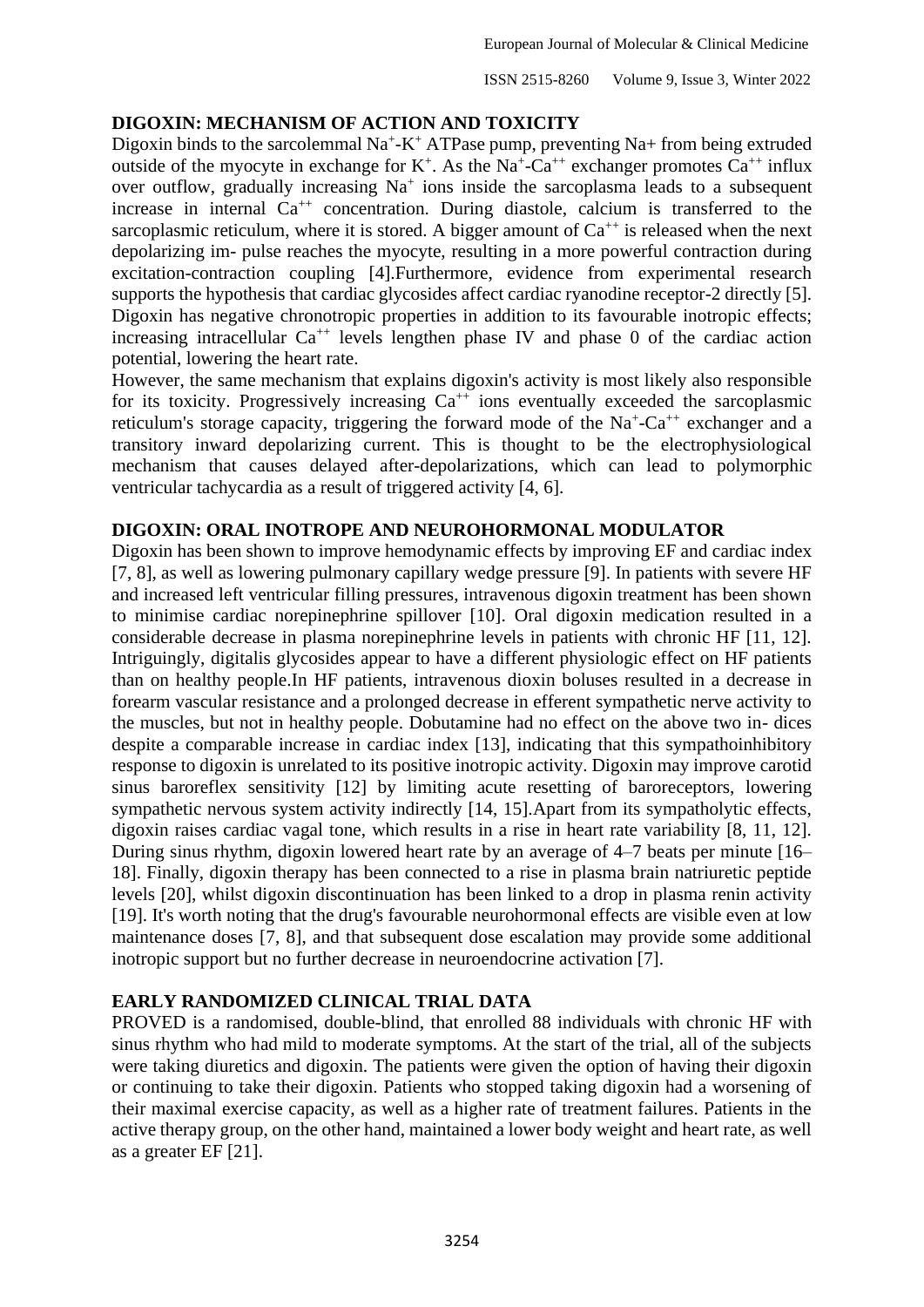## DIGOXIN: MECHANISM OF ACTION AND TOXICITY

Digoxin binds to the sarcolemmal $Na^+$-$K^+$ ATPase pump, preventing Na+ from being extruded outside of the myocyte in exchange for $K^+$. As the $Na^+$-$Ca^{++}$ exchanger promotes $Ca^{++}$ influx over outflow, gradually increasing $Na^+$ ions inside the sarcoplasma leads to a subsequent increase in internal $Ca^{++}$ concentration. During diastole, calcium is transferred to the sarcoplasmic reticulum, where it is stored. A bigger amount of $Ca^{++}$ is released when the next depolarizing im- pulse reaches the myocyte, resulting in a more powerful contraction during excitation-contraction coupling [4].Furthermore, evidence from experimental research supports the hypothesis that cardiac glycosides affect cardiac ryanodine receptor-2 directly [5]. Digoxin has negative chronotropic properties in addition to its favourable inotropic effects; increasing intracellular $Ca^{++}$ levels lengthen phase IV and phase 0 of the cardiac action potential, lowering the heart rate.

However, the same mechanism that explains digoxin's activity is most likely also responsible for its toxicity. Progressively increasing $Ca^{++}$ ions eventually exceeded the sarcoplasmic reticulum's storage capacity, triggering the forward mode of the $Na^+$-$Ca^{++}$ exchanger and a transitory inward depolarizing current. This is thought to be the electrophysiological mechanism that causes delayed after-depolarizations, which can lead to polymorphic ventricular tachycardia as a result of triggered activity [4, 6].

## DIGOXIN: ORAL INOTROPE AND NEUROHORMONAL MODULATOR

Digoxin has been shown to improve hemodynamic effects by improving EF and cardiac index [7, 8], as well as lowering pulmonary capillary wedge pressure [9]. In patients with severe HF and increased left ventricular filling pressures, intravenous digoxin treatment has been shown to minimise cardiac norepinephrine spillover [10]. Oral digoxin medication resulted in a considerable decrease in plasma norepinephrine levels in patients with chronic HF [11, 12]. Intriguingly, digitalis glycosides appear to have a different physiologic effect on HF patients than on healthy people.In HF patients, intravenous dioxin boluses resulted in a decrease in forearm vascular resistance and a prolonged decrease in efferent sympathetic nerve activity to the muscles, but not in healthy people. Dobutamine had no effect on the above two in- dices despite a comparable increase in cardiac index [13], indicating that this sympathoinhibitory response to digoxin is unrelated to its positive inotropic activity. Digoxin may improve carotid sinus baroreflex sensitivity [12] by limiting acute resetting of baroreceptors, lowering sympathetic nervous system activity indirectly [14, 15].Apart from its sympatholytic effects, digoxin raises cardiac vagal tone, which results in a rise in heart rate variability [8, 11, 12]. During sinus rhythm, digoxin lowered heart rate by an average of 4–7 beats per minute [16–18]. Finally, digoxin therapy has been connected to a rise in plasma brain natriuretic peptide levels [20], whilst digoxin discontinuation has been linked to a drop in plasma renin activity [19]. It's worth noting that the drug's favourable neurohormonal effects are visible even at low maintenance doses [7, 8], and that subsequent dose escalation may provide some additional inotropic support but no further decrease in neuroendocrine activation [7].

## EARLY RANDOMIZED CLINICAL TRIAL DATA

PROVED is a randomised, double-blind, that enrolled 88 individuals with chronic HF with sinus rhythm who had mild to moderate symptoms. At the start of the trial, all of the subjects were taking diuretics and digoxin. The patients were given the option of having their digoxin or continuing to take their digoxin. Patients who stopped taking digoxin had a worsening of their maximal exercise capacity, as well as a higher rate of treatment failures. Patients in the active therapy group, on the other hand, maintained a lower body weight and heart rate, as well as a greater EF [21].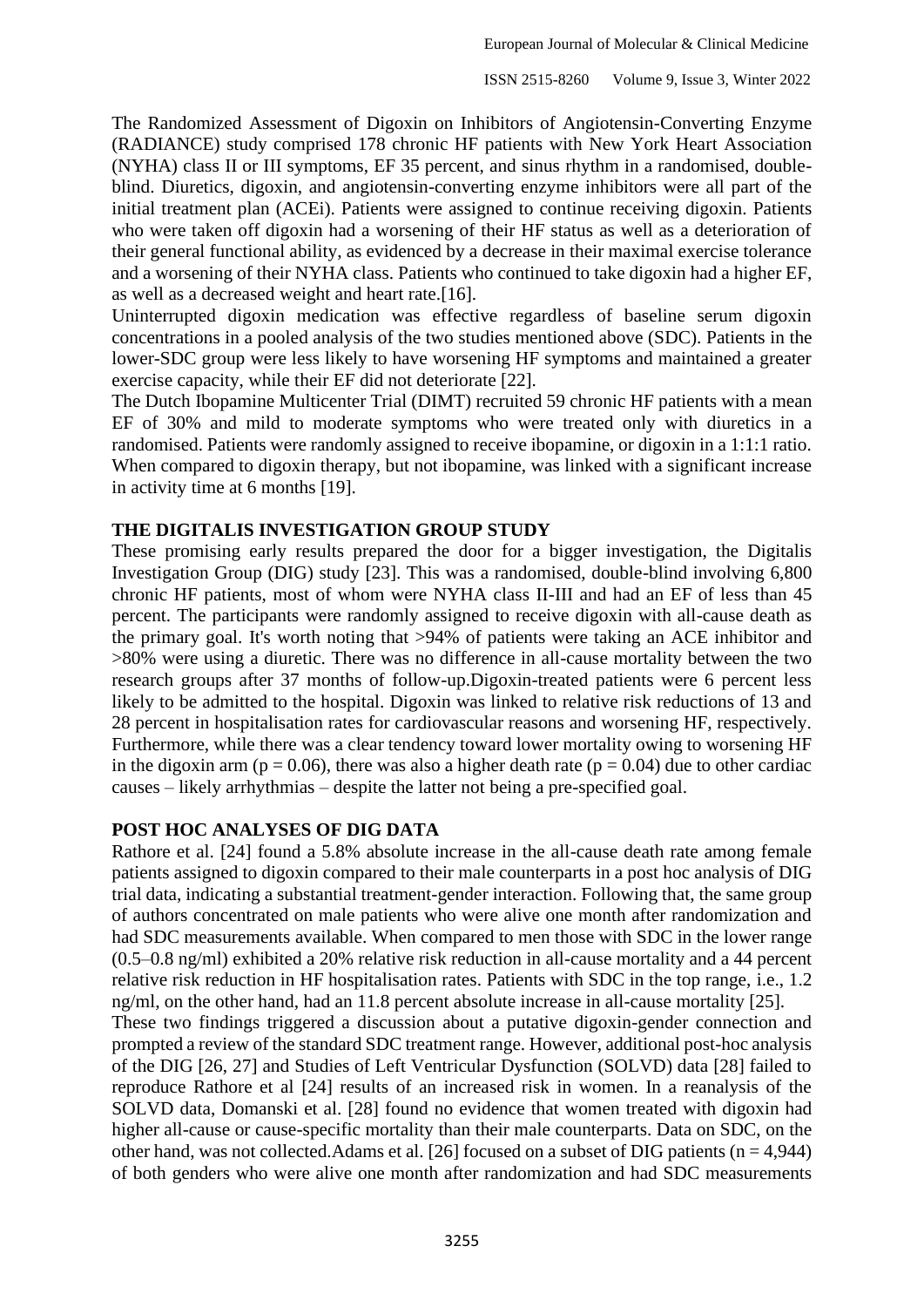The Randomized Assessment of Digoxin on Inhibitors of Angiotensin-Converting Enzyme (RADIANCE) study comprised 178 chronic HF patients with New York Heart Association (NYHA) class II or III symptoms, EF 35 percent, and sinus rhythm in a randomised, double-blind. Diuretics, digoxin, and angiotensin-converting enzyme inhibitors were all part of the initial treatment plan (ACEi). Patients were assigned to continue receiving digoxin. Patients who were taken off digoxin had a worsening of their HF status as well as a deterioration of their general functional ability, as evidenced by a decrease in their maximal exercise tolerance and a worsening of their NYHA class. Patients who continued to take digoxin had a higher EF, as well as a decreased weight and heart rate.[16].

Uninterrupted digoxin medication was effective regardless of baseline serum digoxin concentrations in a pooled analysis of the two studies mentioned above (SDC). Patients in the lower-SDC group were less likely to have worsening HF symptoms and maintained a greater exercise capacity, while their EF did not deteriorate [22].

The Dutch Ibopamine Multicenter Trial (DIMT) recruited 59 chronic HF patients with a mean EF of 30% and mild to moderate symptoms who were treated only with diuretics in a randomised. Patients were randomly assigned to receive ibopamine, or digoxin in a 1:1:1 ratio. When compared to digoxin therapy, but not ibopamine, was linked with a significant increase in activity time at 6 months [19].

## THE DIGITALIS INVESTIGATION GROUP STUDY

These promising early results prepared the door for a bigger investigation, the Digitalis Investigation Group (DIG) study [23]. This was a randomised, double-blind involving 6,800 chronic HF patients, most of whom were NYHA class II-III and had an EF of less than 45 percent. The participants were randomly assigned to receive digoxin with all-cause death as the primary goal. It's worth noting that >94% of patients were taking an ACE inhibitor and >80% were using a diuretic. There was no difference in all-cause mortality between the two research groups after 37 months of follow-up.Digoxin-treated patients were 6 percent less likely to be admitted to the hospital. Digoxin was linked to relative risk reductions of 13 and 28 percent in hospitalisation rates for cardiovascular reasons and worsening HF, respectively. Furthermore, while there was a clear tendency toward lower mortality owing to worsening HF in the digoxin arm ($p = 0.06$), there was also a higher death rate ($p = 0.04$) due to other cardiac causes – likely arrhythmias – despite the latter not being a pre-specified goal.

## POST HOC ANALYSES OF DIG DATA

Rathore et al. [24] found a 5.8% absolute increase in the all-cause death rate among female patients assigned to digoxin compared to their male counterparts in a post hoc analysis of DIG trial data, indicating a substantial treatment-gender interaction. Following that, the same group of authors concentrated on male patients who were alive one month after randomization and had SDC measurements available. When compared to men those with SDC in the lower range (0.5–0.8 ng/ml) exhibited a 20% relative risk reduction in all-cause mortality and a 44 percent relative risk reduction in HF hospitalisation rates. Patients with SDC in the top range, i.e., 1.2 ng/ml, on the other hand, had an 11.8 percent absolute increase in all-cause mortality [25].

These two findings triggered a discussion about a putative digoxin-gender connection and prompted a review of the standard SDC treatment range. However, additional post-hoc analysis of the DIG [26, 27] and Studies of Left Ventricular Dysfunction (SOLVD) data [28] failed to reproduce Rathore et al [24] results of an increased risk in women. In a reanalysis of the SOLVD data, Domanski et al. [28] found no evidence that women treated with digoxin had higher all-cause or cause-specific mortality than their male counterparts. Data on SDC, on the other hand, was not collected.Adams et al. [26] focused on a subset of DIG patients (n = 4,944) of both genders who were alive one month after randomization and had SDC measurements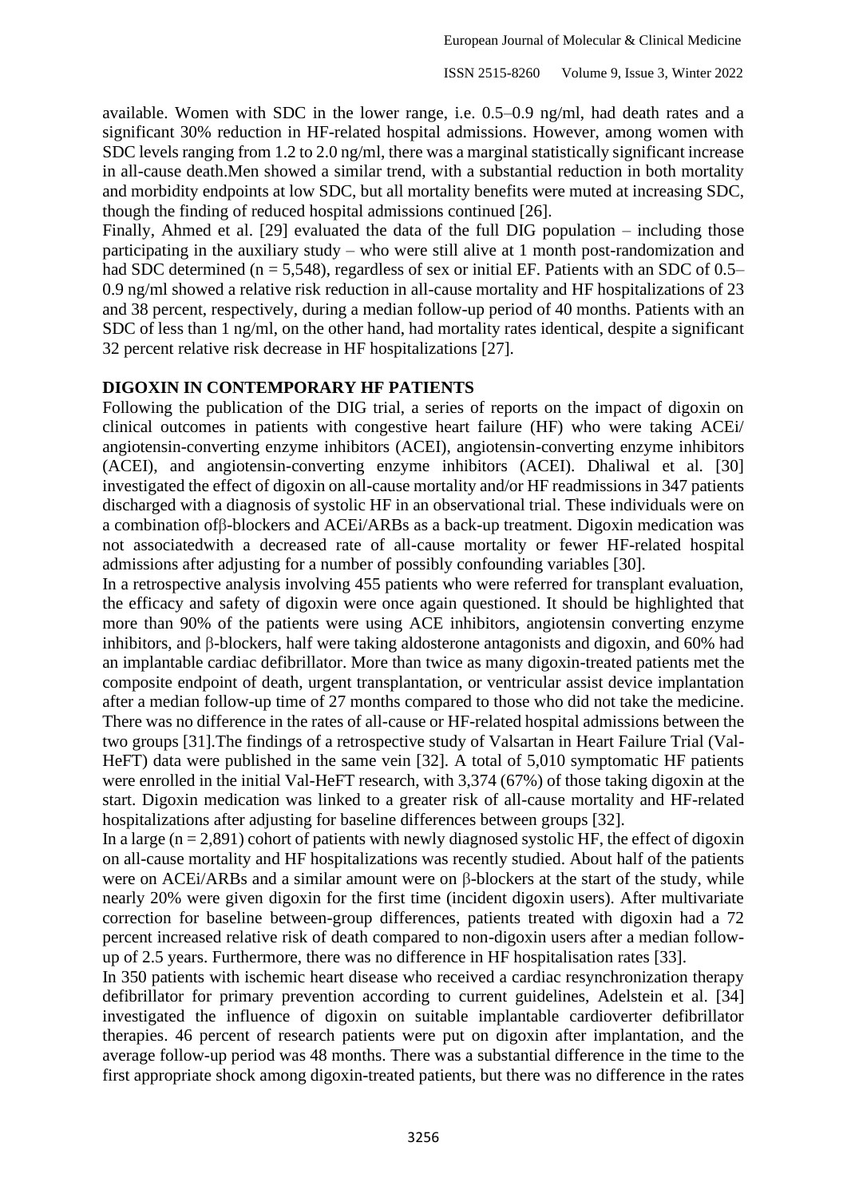available. Women with SDC in the lower range, i.e. 0.5–0.9 ng/ml, had death rates and a significant 30% reduction in HF-related hospital admissions. However, among women with SDC levels ranging from 1.2 to 2.0 ng/ml, there was a marginal statistically significant increase in all-cause death.Men showed a similar trend, with a substantial reduction in both mortality and morbidity endpoints at low SDC, but all mortality benefits were muted at increasing SDC, though the finding of reduced hospital admissions continued [26].

Finally, Ahmed et al. [29] evaluated the data of the full DIG population – including those participating in the auxiliary study – who were still alive at 1 month post-randomization and had SDC determined (n = 5,548), regardless of sex or initial EF. Patients with an SDC of 0.5–0.9 ng/ml showed a relative risk reduction in all-cause mortality and HF hospitalizations of 23 and 38 percent, respectively, during a median follow-up period of 40 months. Patients with an SDC of less than 1 ng/ml, on the other hand, had mortality rates identical, despite a significant 32 percent relative risk decrease in HF hospitalizations [27].

## DIGOXIN IN CONTEMPORARY HF PATIENTS

Following the publication of the DIG trial, a series of reports on the impact of digoxin on clinical outcomes in patients with congestive heart failure (HF) who were taking ACEi/ angiotensin-converting enzyme inhibitors (ACEI), angiotensin-converting enzyme inhibitors (ACEI), and angiotensin-converting enzyme inhibitors (ACEI). Dhaliwal et al. [30] investigated the effect of digoxin on all-cause mortality and/or HF readmissions in 347 patients discharged with a diagnosis of systolic HF in an observational trial. These individuals were on a combination ofβ-blockers and ACEi/ARBs as a back-up treatment. Digoxin medication was not associatedwith a decreased rate of all-cause mortality or fewer HF-related hospital admissions after adjusting for a number of possibly confounding variables [30].

In a retrospective analysis involving 455 patients who were referred for transplant evaluation, the efficacy and safety of digoxin were once again questioned. It should be highlighted that more than 90% of the patients were using ACE inhibitors, angiotensin converting enzyme inhibitors, and β-blockers, half were taking aldosterone antagonists and digoxin, and 60% had an implantable cardiac defibrillator. More than twice as many digoxin-treated patients met the composite endpoint of death, urgent transplantation, or ventricular assist device implantation after a median follow-up time of 27 months compared to those who did not take the medicine. There was no difference in the rates of all-cause or HF-related hospital admissions between the two groups [31].The findings of a retrospective study of Valsartan in Heart Failure Trial (Val-HeFT) data were published in the same vein [32]. A total of 5,010 symptomatic HF patients were enrolled in the initial Val-HeFT research, with 3,374 (67%) of those taking digoxin at the start. Digoxin medication was linked to a greater risk of all-cause mortality and HF-related hospitalizations after adjusting for baseline differences between groups [32].

In a large (n = 2,891) cohort of patients with newly diagnosed systolic HF, the effect of digoxin on all-cause mortality and HF hospitalizations was recently studied. About half of the patients were on ACEi/ARBs and a similar amount were on β-blockers at the start of the study, while nearly 20% were given digoxin for the first time (incident digoxin users). After multivariate correction for baseline between-group differences, patients treated with digoxin had a 72 percent increased relative risk of death compared to non-digoxin users after a median follow-up of 2.5 years. Furthermore, there was no difference in HF hospitalisation rates [33].

In 350 patients with ischemic heart disease who received a cardiac resynchronization therapy defibrillator for primary prevention according to current guidelines, Adelstein et al. [34] investigated the influence of digoxin on suitable implantable cardioverter defibrillator therapies. 46 percent of research patients were put on digoxin after implantation, and the average follow-up period was 48 months. There was a substantial difference in the time to the first appropriate shock among digoxin-treated patients, but there was no difference in the rates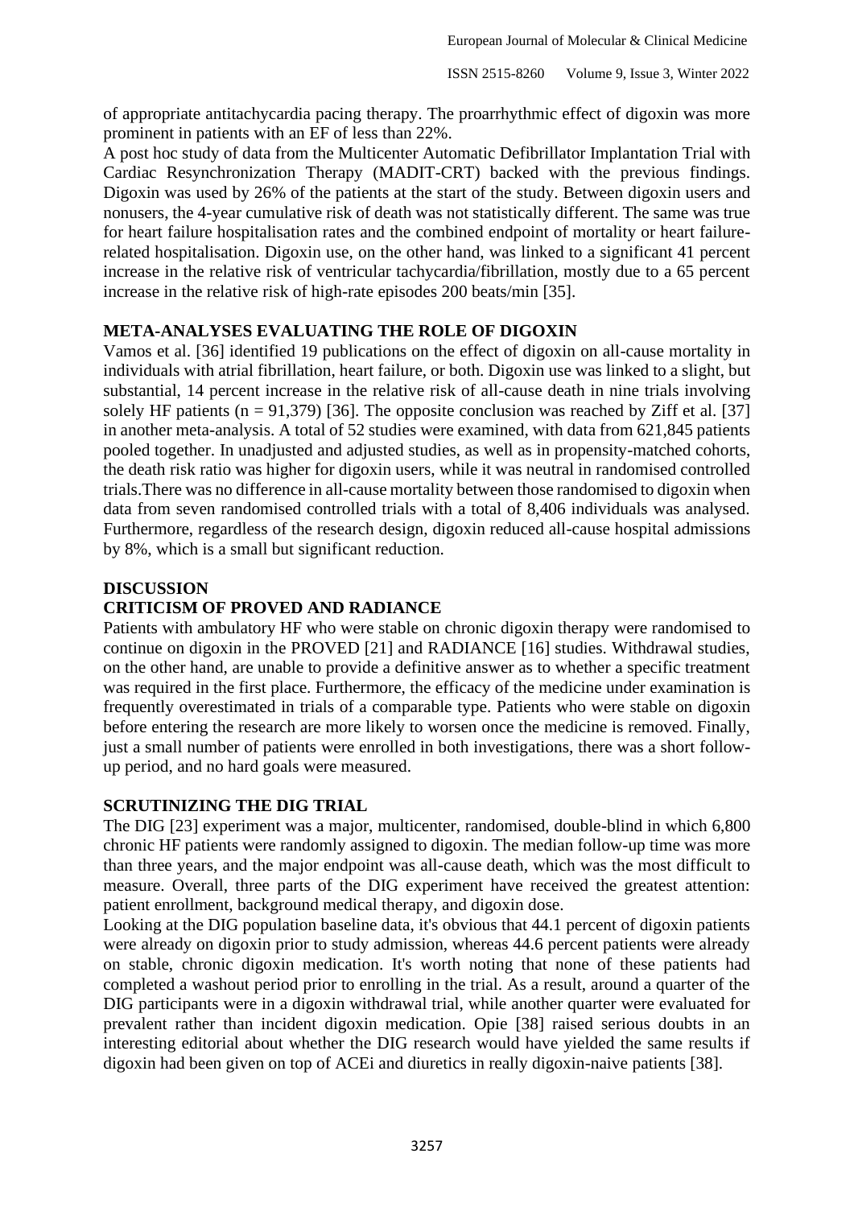of appropriate antitachycardia pacing therapy. The proarrhythmic effect of digoxin was more prominent in patients with an EF of less than 22%.

A post hoc study of data from the Multicenter Automatic Defibrillator Implantation Trial with Cardiac Resynchronization Therapy (MADIT-CRT) backed with the previous findings. Digoxin was used by 26% of the patients at the start of the study. Between digoxin users and nonusers, the 4-year cumulative risk of death was not statistically different. The same was true for heart failure hospitalisation rates and the combined endpoint of mortality or heart failure-related hospitalisation. Digoxin use, on the other hand, was linked to a significant 41 percent increase in the relative risk of ventricular tachycardia/fibrillation, mostly due to a 65 percent increase in the relative risk of high-rate episodes 200 beats/min [35].

**META-ANALYSES EVALUATING THE ROLE OF DIGOXIN**

Vamos et al. [36] identified 19 publications on the effect of digoxin on all-cause mortality in individuals with atrial fibrillation, heart failure, or both. Digoxin use was linked to a slight, but substantial, 14 percent increase in the relative risk of all-cause death in nine trials involving solely HF patients (n = 91,379) [36]. The opposite conclusion was reached by Ziff et al. [37] in another meta-analysis. A total of 52 studies were examined, with data from 621,845 patients pooled together. In unadjusted and adjusted studies, as well as in propensity-matched cohorts, the death risk ratio was higher for digoxin users, while it was neutral in randomised controlled trials.There was no difference in all-cause mortality between those randomised to digoxin when data from seven randomised controlled trials with a total of 8,406 individuals was analysed. Furthermore, regardless of the research design, digoxin reduced all-cause hospital admissions by 8%, which is a small but significant reduction.

**DISCUSSION**

**CRITICISM OF PROVED AND RADIANCE**

Patients with ambulatory HF who were stable on chronic digoxin therapy were randomised to continue on digoxin in the PROVED [21] and RADIANCE [16] studies. Withdrawal studies, on the other hand, are unable to provide a definitive answer as to whether a specific treatment was required in the first place. Furthermore, the efficacy of the medicine under examination is frequently overestimated in trials of a comparable type. Patients who were stable on digoxin before entering the research are more likely to worsen once the medicine is removed. Finally, just a small number of patients were enrolled in both investigations, there was a short follow-up period, and no hard goals were measured.

**SCRUTINIZING THE DIG TRIAL**

The DIG [23] experiment was a major, multicenter, randomised, double-blind in which 6,800 chronic HF patients were randomly assigned to digoxin. The median follow-up time was more than three years, and the major endpoint was all-cause death, which was the most difficult to measure. Overall, three parts of the DIG experiment have received the greatest attention: patient enrollment, background medical therapy, and digoxin dose.

Looking at the DIG population baseline data, it's obvious that 44.1 percent of digoxin patients were already on digoxin prior to study admission, whereas 44.6 percent patients were already on stable, chronic digoxin medication. It's worth noting that none of these patients had completed a washout period prior to enrolling in the trial. As a result, around a quarter of the DIG participants were in a digoxin withdrawal trial, while another quarter were evaluated for prevalent rather than incident digoxin medication. Opie [38] raised serious doubts in an interesting editorial about whether the DIG research would have yielded the same results if digoxin had been given on top of ACEi and diuretics in really digoxin-naive patients [38].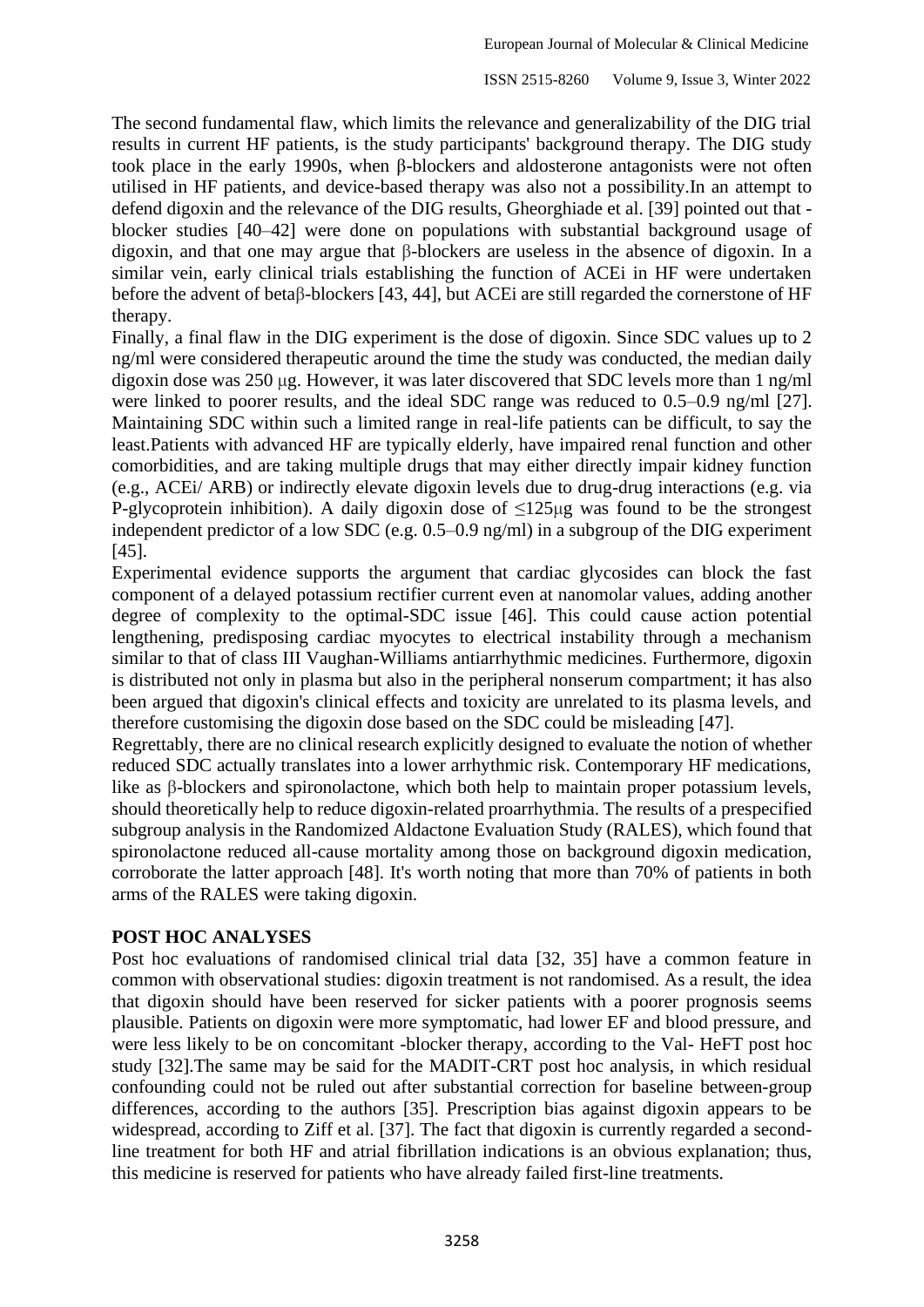The second fundamental flaw, which limits the relevance and generalizability of the DIG trial results in current HF patients, is the study participants' background therapy. The DIG study took place in the early 1990s, when β-blockers and aldosterone antagonists were not often utilised in HF patients, and device-based therapy was also not a possibility.In an attempt to defend digoxin and the relevance of the DIG results, Gheorghiade et al. [39] pointed out that -blocker studies [40–42] were done on populations with substantial background usage of digoxin, and that one may argue that β-blockers are useless in the absence of digoxin. In a similar vein, early clinical trials establishing the function of ACEi in HF were undertaken before the advent of betaβ-blockers [43, 44], but ACEi are still regarded the cornerstone of HF therapy.

Finally, a final flaw in the DIG experiment is the dose of digoxin. Since SDC values up to 2 ng/ml were considered therapeutic around the time the study was conducted, the median daily digoxin dose was 250 μg. However, it was later discovered that SDC levels more than 1 ng/ml were linked to poorer results, and the ideal SDC range was reduced to 0.5–0.9 ng/ml [27]. Maintaining SDC within such a limited range in real-life patients can be difficult, to say the least.Patients with advanced HF are typically elderly, have impaired renal function and other comorbidities, and are taking multiple drugs that may either directly impair kidney function (e.g., ACEi/ ARB) or indirectly elevate digoxin levels due to drug-drug interactions (e.g. via P-glycoprotein inhibition). A daily digoxin dose of ≤125μg was found to be the strongest independent predictor of a low SDC (e.g. 0.5–0.9 ng/ml) in a subgroup of the DIG experiment [45].

Experimental evidence supports the argument that cardiac glycosides can block the fast component of a delayed potassium rectifier current even at nanomolar values, adding another degree of complexity to the optimal-SDC issue [46]. This could cause action potential lengthening, predisposing cardiac myocytes to electrical instability through a mechanism similar to that of class III Vaughan-Williams antiarrhythmic medicines. Furthermore, digoxin is distributed not only in plasma but also in the peripheral nonserum compartment; it has also been argued that digoxin's clinical effects and toxicity are unrelated to its plasma levels, and therefore customising the digoxin dose based on the SDC could be misleading [47].

Regrettably, there are no clinical research explicitly designed to evaluate the notion of whether reduced SDC actually translates into a lower arrhythmic risk. Contemporary HF medications, like as β-blockers and spironolactone, which both help to maintain proper potassium levels, should theoretically help to reduce digoxin-related proarrhythmia. The results of a prespecified subgroup analysis in the Randomized Aldactone Evaluation Study (RALES), which found that spironolactone reduced all-cause mortality among those on background digoxin medication, corroborate the latter approach [48]. It's worth noting that more than 70% of patients in both arms of the RALES were taking digoxin.

## POST HOC ANALYSES

Post hoc evaluations of randomised clinical trial data [32, 35] have a common feature in common with observational studies: digoxin treatment is not randomised. As a result, the idea that digoxin should have been reserved for sicker patients with a poorer prognosis seems plausible. Patients on digoxin were more symptomatic, had lower EF and blood pressure, and were less likely to be on concomitant -blocker therapy, according to the Val- HeFT post hoc study [32].The same may be said for the MADIT-CRT post hoc analysis, in which residual confounding could not be ruled out after substantial correction for baseline between-group differences, according to the authors [35]. Prescription bias against digoxin appears to be widespread, according to Ziff et al. [37]. The fact that digoxin is currently regarded a second-line treatment for both HF and atrial fibrillation indications is an obvious explanation; thus, this medicine is reserved for patients who have already failed first-line treatments.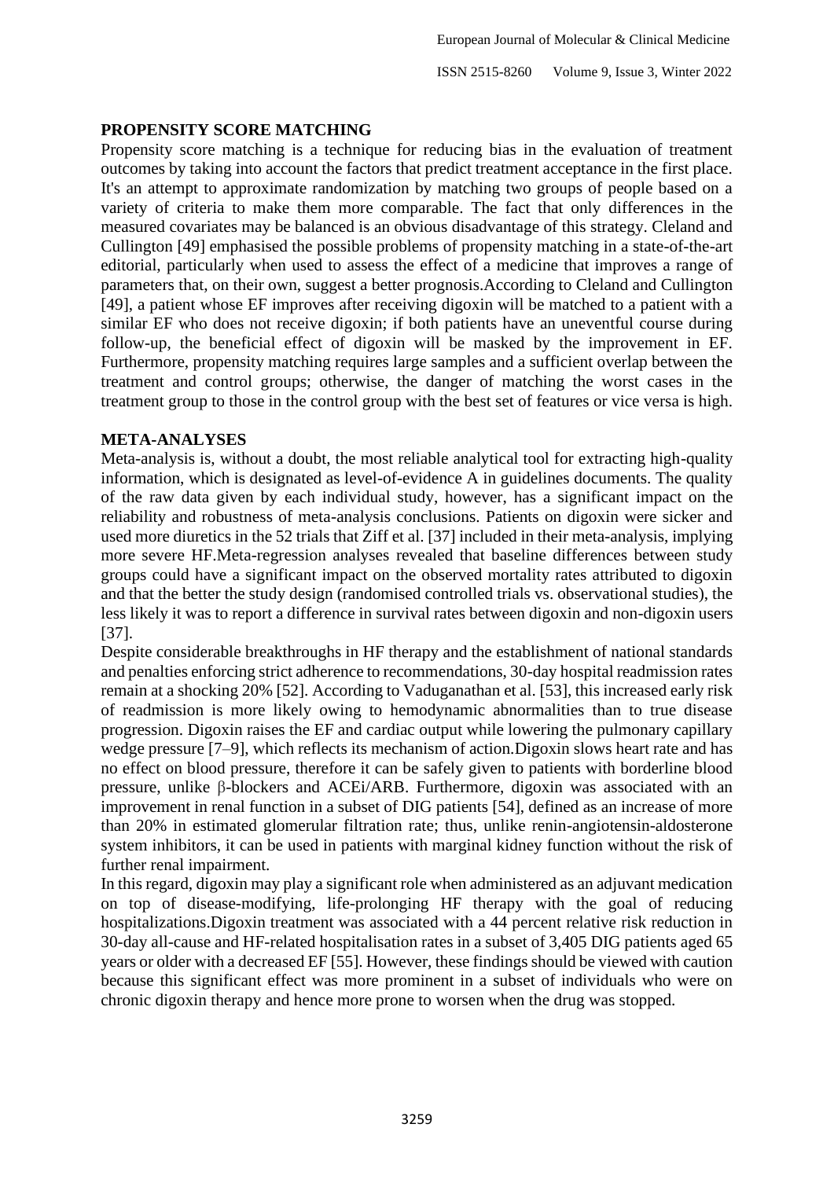## PROPENSITY SCORE MATCHING

Propensity score matching is a technique for reducing bias in the evaluation of treatment outcomes by taking into account the factors that predict treatment acceptance in the first place. It's an attempt to approximate randomization by matching two groups of people based on a variety of criteria to make them more comparable. The fact that only differences in the measured covariates may be balanced is an obvious disadvantage of this strategy. Cleland and Cullington [49] emphasised the possible problems of propensity matching in a state-of-the-art editorial, particularly when used to assess the effect of a medicine that improves a range of parameters that, on their own, suggest a better prognosis.According to Cleland and Cullington [49], a patient whose EF improves after receiving digoxin will be matched to a patient with a similar EF who does not receive digoxin; if both patients have an uneventful course during follow-up, the beneficial effect of digoxin will be masked by the improvement in EF. Furthermore, propensity matching requires large samples and a sufficient overlap between the treatment and control groups; otherwise, the danger of matching the worst cases in the treatment group to those in the control group with the best set of features or vice versa is high.

## META-ANALYSES

Meta-analysis is, without a doubt, the most reliable analytical tool for extracting high-quality information, which is designated as level-of-evidence A in guidelines documents. The quality of the raw data given by each individual study, however, has a significant impact on the reliability and robustness of meta-analysis conclusions. Patients on digoxin were sicker and used more diuretics in the 52 trials that Ziff et al. [37] included in their meta-analysis, implying more severe HF.Meta-regression analyses revealed that baseline differences between study groups could have a significant impact on the observed mortality rates attributed to digoxin and that the better the study design (randomised controlled trials vs. observational studies), the less likely it was to report a difference in survival rates between digoxin and non-digoxin users [37].

Despite considerable breakthroughs in HF therapy and the establishment of national standards and penalties enforcing strict adherence to recommendations, 30-day hospital readmission rates remain at a shocking 20% [52]. According to Vaduganathan et al. [53], this increased early risk of readmission is more likely owing to hemodynamic abnormalities than to true disease progression. Digoxin raises the EF and cardiac output while lowering the pulmonary capillary wedge pressure [7–9], which reflects its mechanism of action.Digoxin slows heart rate and has no effect on blood pressure, therefore it can be safely given to patients with borderline blood pressure, unlike β-blockers and ACEi/ARB. Furthermore, digoxin was associated with an improvement in renal function in a subset of DIG patients [54], defined as an increase of more than 20% in estimated glomerular filtration rate; thus, unlike renin-angiotensin-aldosterone system inhibitors, it can be used in patients with marginal kidney function without the risk of further renal impairment.

In this regard, digoxin may play a significant role when administered as an adjuvant medication on top of disease-modifying, life-prolonging HF therapy with the goal of reducing hospitalizations.Digoxin treatment was associated with a 44 percent relative risk reduction in 30-day all-cause and HF-related hospitalisation rates in a subset of 3,405 DIG patients aged 65 years or older with a decreased EF [55]. However, these findings should be viewed with caution because this significant effect was more prominent in a subset of individuals who were on chronic digoxin therapy and hence more prone to worsen when the drug was stopped.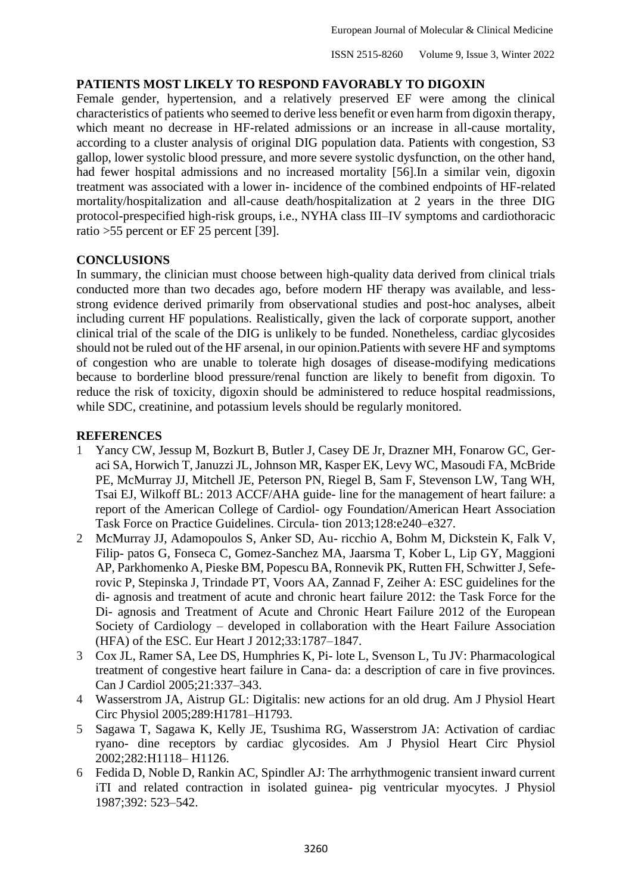## PATIENTS MOST LIKELY TO RESPOND FAVORABLY TO DIGOXIN

Female gender, hypertension, and a relatively preserved EF were among the clinical characteristics of patients who seemed to derive less benefit or even harm from digoxin therapy, which meant no decrease in HF-related admissions or an increase in all-cause mortality, according to a cluster analysis of original DIG population data. Patients with congestion, S3 gallop, lower systolic blood pressure, and more severe systolic dysfunction, on the other hand, had fewer hospital admissions and no increased mortality [56].In a similar vein, digoxin treatment was associated with a lower in- incidence of the combined endpoints of HF-related mortality/hospitalization and all-cause death/hospitalization at 2 years in the three DIG protocol-prespecified high-risk groups, i.e., NYHA class III–IV symptoms and cardiothoracic ratio >55 percent or EF 25 percent [39].

## CONCLUSIONS

In summary, the clinician must choose between high-quality data derived from clinical trials conducted more than two decades ago, before modern HF therapy was available, and less-strong evidence derived primarily from observational studies and post-hoc analyses, albeit including current HF populations. Realistically, given the lack of corporate support, another clinical trial of the scale of the DIG is unlikely to be funded. Nonetheless, cardiac glycosides should not be ruled out of the HF arsenal, in our opinion.Patients with severe HF and symptoms of congestion who are unable to tolerate high dosages of disease-modifying medications because to borderline blood pressure/renal function are likely to benefit from digoxin. To reduce the risk of toxicity, digoxin should be administered to reduce hospital readmissions, while SDC, creatinine, and potassium levels should be regularly monitored.

## REFERENCES

1 Yancy CW, Jessup M, Bozkurt B, Butler J, Casey DE Jr, Drazner MH, Fonarow GC, Geraci SA, Horwich T, Januzzi JL, Johnson MR, Kasper EK, Levy WC, Masoudi FA, McBride PE, McMurray JJ, Mitchell JE, Peterson PN, Riegel B, Sam F, Stevenson LW, Tang WH, Tsai EJ, Wilkoff BL: 2013 ACCF/AHA guide- line for the management of heart failure: a report of the American College of Cardiol- ogy Foundation/American Heart Association Task Force on Practice Guidelines. Circula- tion 2013;128:e240–e327.

2 McMurray JJ, Adamopoulos S, Anker SD, Au- ricchio A, Bohm M, Dickstein K, Falk V, Filip- patos G, Fonseca C, Gomez-Sanchez MA, Jaarsma T, Kober L, Lip GY, Maggioni AP, Parkhomenko A, Pieske BM, Popescu BA, Ronnevik PK, Rutten FH, Schwitter J, Seferovic P, Stepinska J, Trindade PT, Voors AA, Zannad F, Zeiher A: ESC guidelines for the di- agnosis and treatment of acute and chronic heart failure 2012: the Task Force for the Di- agnosis and Treatment of Acute and Chronic Heart Failure 2012 of the European Society of Cardiology – developed in collaboration with the Heart Failure Association (HFA) of the ESC. Eur Heart J 2012;33:1787–1847.

3 Cox JL, Ramer SA, Lee DS, Humphries K, Pi- lote L, Svenson L, Tu JV: Pharmacological treatment of congestive heart failure in Cana- da: a description of care in five provinces. Can J Cardiol 2005;21:337–343.

4 Wasserstrom JA, Aistrup GL: Digitalis: new actions for an old drug. Am J Physiol Heart Circ Physiol 2005;289:H1781–H1793.

5 Sagawa T, Sagawa K, Kelly JE, Tsushima RG, Wasserstrom JA: Activation of cardiac ryano- dine receptors by cardiac glycosides. Am J Physiol Heart Circ Physiol 2002;282:H1118– H1126.

6 Fedida D, Noble D, Rankin AC, Spindler AJ: The arrhythmogenic transient inward current iTI and related contraction in isolated guinea- pig ventricular myocytes. J Physiol 1987;392: 523–542.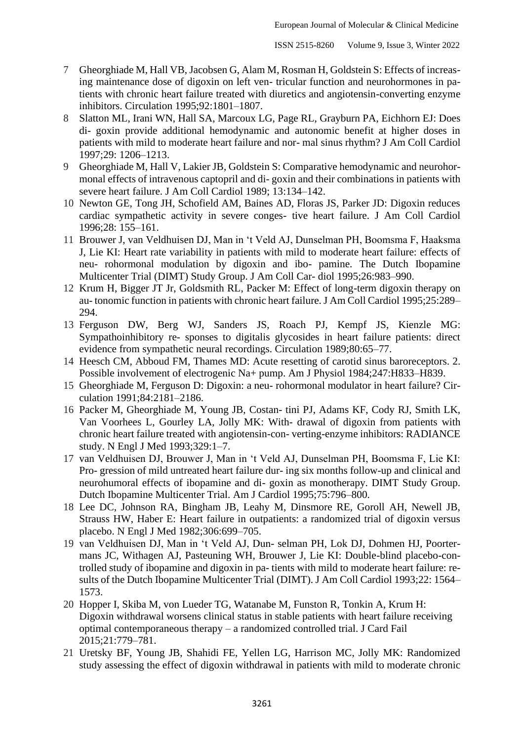7 Gheorghiade M, Hall VB, Jacobsen G, Alam M, Rosman H, Goldstein S: Effects of increasing maintenance dose of digoxin on left ven- tricular function and neurohormones in patients with chronic heart failure treated with diuretics and angiotensin-converting enzyme inhibitors. Circulation 1995;92:1801–1807.

8 Slatton ML, Irani WN, Hall SA, Marcoux LG, Page RL, Grayburn PA, Eichhorn EJ: Does di- goxin provide additional hemodynamic and autonomic benefit at higher doses in patients with mild to moderate heart failure and nor- mal sinus rhythm? J Am Coll Cardiol 1997;29: 1206–1213.

9 Gheorghiade M, Hall V, Lakier JB, Goldstein S: Comparative hemodynamic and neurohormonal effects of intravenous captopril and di- goxin and their combinations in patients with severe heart failure. J Am Coll Cardiol 1989; 13:134–142.

10 Newton GE, Tong JH, Schofield AM, Baines AD, Floras JS, Parker JD: Digoxin reduces cardiac sympathetic activity in severe conges- tive heart failure. J Am Coll Cardiol 1996;28: 155–161.

11 Brouwer J, van Veldhuisen DJ, Man in 't Veld AJ, Dunselman PH, Boomsma F, Haaksma J, Lie KI: Heart rate variability in patients with mild to moderate heart failure: effects of neu- rohormonal modulation by digoxin and ibo- pamine. The Dutch Ibopamine Multicenter Trial (DIMT) Study Group. J Am Coll Car- diol 1995;26:983–990.

12 Krum H, Bigger JT Jr, Goldsmith RL, Packer M: Effect of long-term digoxin therapy on au- tonomic function in patients with chronic heart failure. J Am Coll Cardiol 1995;25:289–294.

13 Ferguson DW, Berg WJ, Sanders JS, Roach PJ, Kempf JS, Kienzle MG: Sympathoinhibitory re- sponses to digitalis glycosides in heart failure patients: direct evidence from sympathetic neural recordings. Circulation 1989;80:65–77.

14 Heesch CM, Abboud FM, Thames MD: Acute resetting of carotid sinus baroreceptors. 2. Possible involvement of electrogenic Na+ pump. Am J Physiol 1984;247:H833–H839.

15 Gheorghiade M, Ferguson D: Digoxin: a neu- rohormonal modulator in heart failure? Circulation 1991;84:2181–2186.

16 Packer M, Gheorghiade M, Young JB, Costan- tini PJ, Adams KF, Cody RJ, Smith LK, Van Voorhees L, Gourley LA, Jolly MK: With- drawal of digoxin from patients with chronic heart failure treated with angiotensin-con- verting-enzyme inhibitors: RADIANCE study. N Engl J Med 1993;329:1–7.

17 van Veldhuisen DJ, Brouwer J, Man in 't Veld AJ, Dunselman PH, Boomsma F, Lie KI: Pro- gression of mild untreated heart failure dur- ing six months follow-up and clinical and neurohumoral effects of ibopamine and di- goxin as monotherapy. DIMT Study Group. Dutch Ibopamine Multicenter Trial. Am J Cardiol 1995;75:796–800.

18 Lee DC, Johnson RA, Bingham JB, Leahy M, Dinsmore RE, Goroll AH, Newell JB, Strauss HW, Haber E: Heart failure in outpatients: a randomized trial of digoxin versus placebo. N Engl J Med 1982;306:699–705.

19 van Veldhuisen DJ, Man in 't Veld AJ, Dun- selman PH, Lok DJ, Dohmen HJ, Poortermans JC, Withagen AJ, Pasteuning WH, Brouwer J, Lie KI: Double-blind placebo-controlled study of ibopamine and digoxin in pa- tients with mild to moderate heart failure: results of the Dutch Ibopamine Multicenter Trial (DIMT). J Am Coll Cardiol 1993;22: 1564–1573.

20 Hopper I, Skiba M, von Lueder TG, Watanabe M, Funston R, Tonkin A, Krum H: Digoxin withdrawal worsens clinical status in stable patients with heart failure receiving optimal contemporaneous therapy – a randomized controlled trial. J Card Fail 2015;21:779–781.

21 Uretsky BF, Young JB, Shahidi FE, Yellen LG, Harrison MC, Jolly MK: Randomized study assessing the effect of digoxin withdrawal in patients with mild to moderate chronic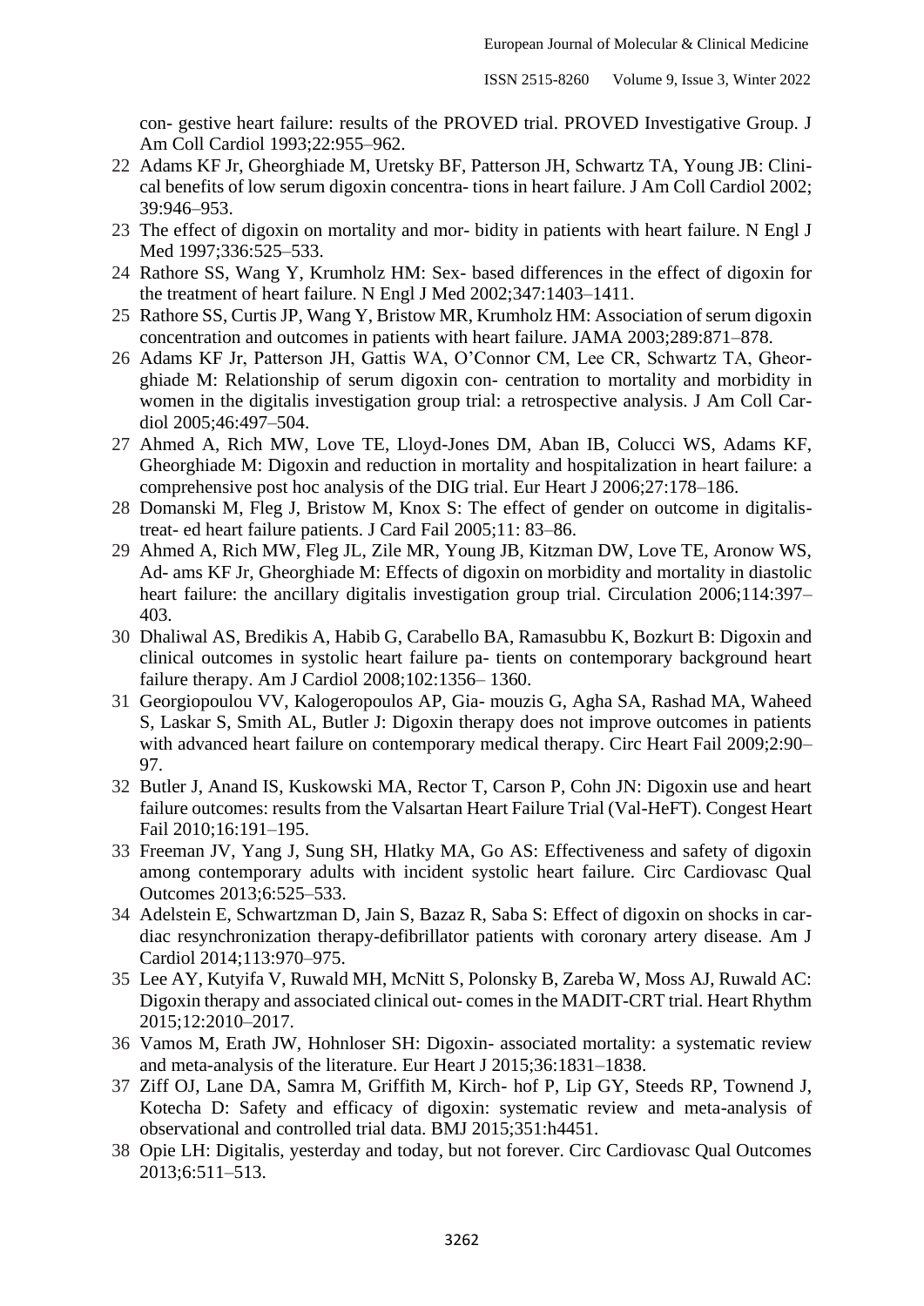con- gestive heart failure: results of the PROVED trial. PROVED Investigative Group. J Am Coll Cardiol 1993;22:955–962.

22 Adams KF Jr, Gheorghiade M, Uretsky BF, Patterson JH, Schwartz TA, Young JB: Clinical benefits of low serum digoxin concentra- tions in heart failure. J Am Coll Cardiol 2002; 39:946–953.

23 The effect of digoxin on mortality and mor- bidity in patients with heart failure. N Engl J Med 1997;336:525–533.

24 Rathore SS, Wang Y, Krumholz HM: Sex- based differences in the effect of digoxin for the treatment of heart failure. N Engl J Med 2002;347:1403–1411.

25 Rathore SS, Curtis JP, Wang Y, Bristow MR, Krumholz HM: Association of serum digoxin concentration and outcomes in patients with heart failure. JAMA 2003;289:871–878.

26 Adams KF Jr, Patterson JH, Gattis WA, O'Connor CM, Lee CR, Schwartz TA, Gheorghiade M: Relationship of serum digoxin con- centration to mortality and morbidity in women in the digitalis investigation group trial: a retrospective analysis. J Am Coll Cardiol 2005;46:497–504.

27 Ahmed A, Rich MW, Love TE, Lloyd-Jones DM, Aban IB, Colucci WS, Adams KF, Gheorghiade M: Digoxin and reduction in mortality and hospitalization in heart failure: a comprehensive post hoc analysis of the DIG trial. Eur Heart J 2006;27:178–186.

28 Domanski M, Fleg J, Bristow M, Knox S: The effect of gender on outcome in digitalis-treat- ed heart failure patients. J Card Fail 2005;11: 83–86.

29 Ahmed A, Rich MW, Fleg JL, Zile MR, Young JB, Kitzman DW, Love TE, Aronow WS, Ad- ams KF Jr, Gheorghiade M: Effects of digoxin on morbidity and mortality in diastolic heart failure: the ancillary digitalis investigation group trial. Circulation 2006;114:397–403.

30 Dhaliwal AS, Bredikis A, Habib G, Carabello BA, Ramasubbu K, Bozkurt B: Digoxin and clinical outcomes in systolic heart failure pa- tients on contemporary background heart failure therapy. Am J Cardiol 2008;102:1356– 1360.

31 Georgiopoulou VV, Kalogeropoulos AP, Gia- mouzis G, Agha SA, Rashad MA, Waheed S, Laskar S, Smith AL, Butler J: Digoxin therapy does not improve outcomes in patients with advanced heart failure on contemporary medical therapy. Circ Heart Fail 2009;2:90–97.

32 Butler J, Anand IS, Kuskowski MA, Rector T, Carson P, Cohn JN: Digoxin use and heart failure outcomes: results from the Valsartan Heart Failure Trial (Val-HeFT). Congest Heart Fail 2010;16:191–195.

33 Freeman JV, Yang J, Sung SH, Hlatky MA, Go AS: Effectiveness and safety of digoxin among contemporary adults with incident systolic heart failure. Circ Cardiovasc Qual Outcomes 2013;6:525–533.

34 Adelstein E, Schwartzman D, Jain S, Bazaz R, Saba S: Effect of digoxin on shocks in cardiac resynchronization therapy-defibrillator patients with coronary artery disease. Am J Cardiol 2014;113:970–975.

35 Lee AY, Kutyifa V, Ruwald MH, McNitt S, Polonsky B, Zareba W, Moss AJ, Ruwald AC: Digoxin therapy and associated clinical out- comes in the MADIT-CRT trial. Heart Rhythm 2015;12:2010–2017.

36 Vamos M, Erath JW, Hohnloser SH: Digoxin- associated mortality: a systematic review and meta-analysis of the literature. Eur Heart J 2015;36:1831–1838.

37 Ziff OJ, Lane DA, Samra M, Griffith M, Kirch- hof P, Lip GY, Steeds RP, Townend J, Kotecha D: Safety and efficacy of digoxin: systematic review and meta-analysis of observational and controlled trial data. BMJ 2015;351:h4451.

38 Opie LH: Digitalis, yesterday and today, but not forever. Circ Cardiovasc Qual Outcomes 2013;6:511–513.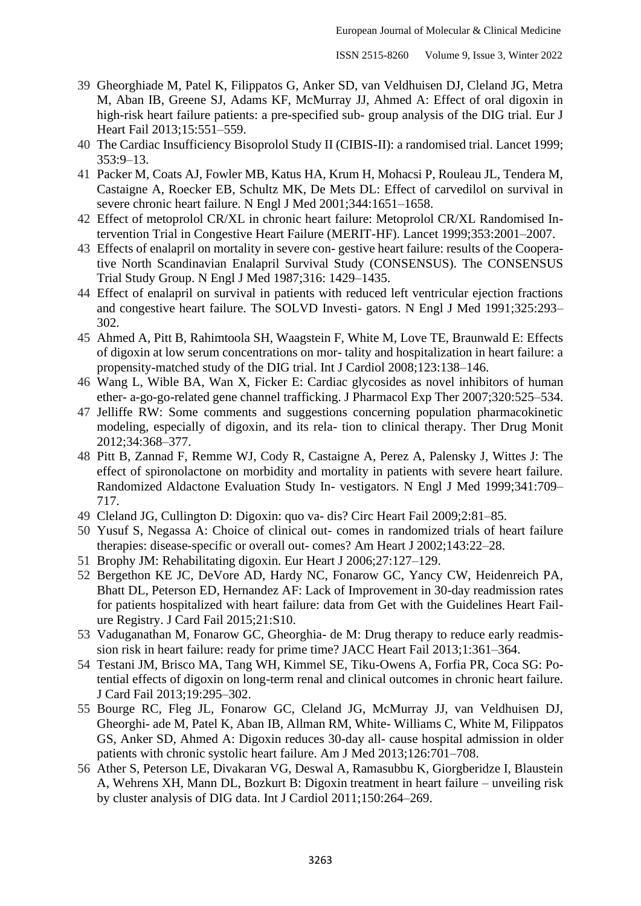39 Gheorghiade M, Patel K, Filippatos G, Anker SD, van Veldhuisen DJ, Cleland JG, Metra M, Aban IB, Greene SJ, Adams KF, McMurray JJ, Ahmed A: Effect of oral digoxin in high-risk heart failure patients: a pre-specified sub- group analysis of the DIG trial. Eur J Heart Fail 2013;15:551–559.

40 The Cardiac Insufficiency Bisoprolol Study II (CIBIS-II): a randomised trial. Lancet 1999; 353:9–13.

41 Packer M, Coats AJ, Fowler MB, Katus HA, Krum H, Mohacsi P, Rouleau JL, Tendera M, Castaigne A, Roecker EB, Schultz MK, De Mets DL: Effect of carvedilol on survival in severe chronic heart failure. N Engl J Med 2001;344:1651–1658.

42 Effect of metoprolol CR/XL in chronic heart failure: Metoprolol CR/XL Randomised Intervention Trial in Congestive Heart Failure (MERIT-HF). Lancet 1999;353:2001–2007.

43 Effects of enalapril on mortality in severe con- gestive heart failure: results of the Cooperative North Scandinavian Enalapril Survival Study (CONSENSUS). The CONSENSUS Trial Study Group. N Engl J Med 1987;316: 1429–1435.

44 Effect of enalapril on survival in patients with reduced left ventricular ejection fractions and congestive heart failure. The SOLVD Investi- gators. N Engl J Med 1991;325:293–302.

45 Ahmed A, Pitt B, Rahimtoola SH, Waagstein F, White M, Love TE, Braunwald E: Effects of digoxin at low serum concentrations on mor- tality and hospitalization in heart failure: a propensity-matched study of the DIG trial. Int J Cardiol 2008;123:138–146.

46 Wang L, Wible BA, Wan X, Ficker E: Cardiac glycosides as novel inhibitors of human ether- a-go-go-related gene channel trafficking. J Pharmacol Exp Ther 2007;320:525–534.

47 Jelliffe RW: Some comments and suggestions concerning population pharmacokinetic modeling, especially of digoxin, and its rela- tion to clinical therapy. Ther Drug Monit 2012;34:368–377.

48 Pitt B, Zannad F, Remme WJ, Cody R, Castaigne A, Perez A, Palensky J, Wittes J: The effect of spironolactone on morbidity and mortality in patients with severe heart failure. Randomized Aldactone Evaluation Study In- vestigators. N Engl J Med 1999;341:709–717.

49 Cleland JG, Cullington D: Digoxin: quo va- dis? Circ Heart Fail 2009;2:81–85.

50 Yusuf S, Negassa A: Choice of clinical out- comes in randomized trials of heart failure therapies: disease-specific or overall out- comes? Am Heart J 2002;143:22–28.

51 Brophy JM: Rehabilitating digoxin. Eur Heart J 2006;27:127–129.

52 Bergethon KE JC, DeVore AD, Hardy NC, Fonarow GC, Yancy CW, Heidenreich PA, Bhatt DL, Peterson ED, Hernandez AF: Lack of Improvement in 30-day readmission rates for patients hospitalized with heart failure: data from Get with the Guidelines Heart Failure Registry. J Card Fail 2015;21:S10.

53 Vaduganathan M, Fonarow GC, Gheorghia- de M: Drug therapy to reduce early readmission risk in heart failure: ready for prime time? JACC Heart Fail 2013;1:361–364.

54 Testani JM, Brisco MA, Tang WH, Kimmel SE, Tiku-Owens A, Forfia PR, Coca SG: Potential effects of digoxin on long-term renal and clinical outcomes in chronic heart failure. J Card Fail 2013;19:295–302.

55 Bourge RC, Fleg JL, Fonarow GC, Cleland JG, McMurray JJ, van Veldhuisen DJ, Gheorghi- ade M, Patel K, Aban IB, Allman RM, White- Williams C, White M, Filippatos GS, Anker SD, Ahmed A: Digoxin reduces 30-day all- cause hospital admission in older patients with chronic systolic heart failure. Am J Med 2013;126:701–708.

56 Ather S, Peterson LE, Divakaran VG, Deswal A, Ramasubbu K, Giorgberidze I, Blaustein A, Wehrens XH, Mann DL, Bozkurt B: Digoxin treatment in heart failure – unveiling risk by cluster analysis of DIG data. Int J Cardiol 2011;150:264–269.